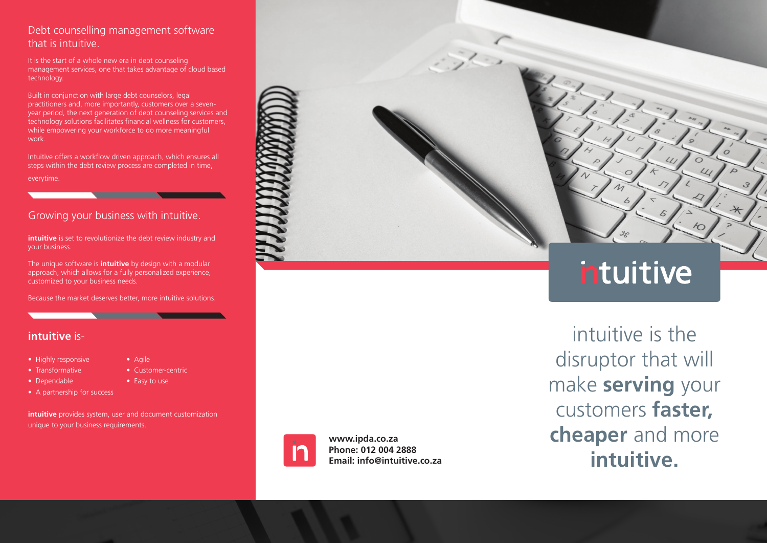## Debt counselling management software that is intuitive.

It is the start of a whole new era in debt counseling management services, one that takes advantage of cloud based technology.

Built in conjunction with large debt counselors, legal practitioners and, more importantly, customers over a seven-year period, the next generation of debt counseling services and technology solutions facilitates financial wellness for customers, while empowering your workforce to do more meaningful work.

Intuitive offers a workflow driven approach, which ensures all steps within the debt review process are completed in time, everytime.

## Growing your business with intuitive.

**intuitive** is set to revolutionize the debt review industry and your business.

The unique software is **intuitive** by design with a modular approach, which allows for a fully personalized experience, customized to your business needs.

Because the market deserves better, more intuitive solutions.

## **intuitive** is-

- Highly responsive
- Transformative
- Dependable
- A partnership for success
- Agile
- Customer-centric
- Easy to use

**intuitive** provides system, user and document customization unique to your business requirements.

# intuitive

intuitive is the disruptor that will make **serving** your customers **faster, cheaper** and more **intuitive.**

**www.ipda.co.za**
**Phone: 012 004 2888**
**Email: info@intuitive.co.za**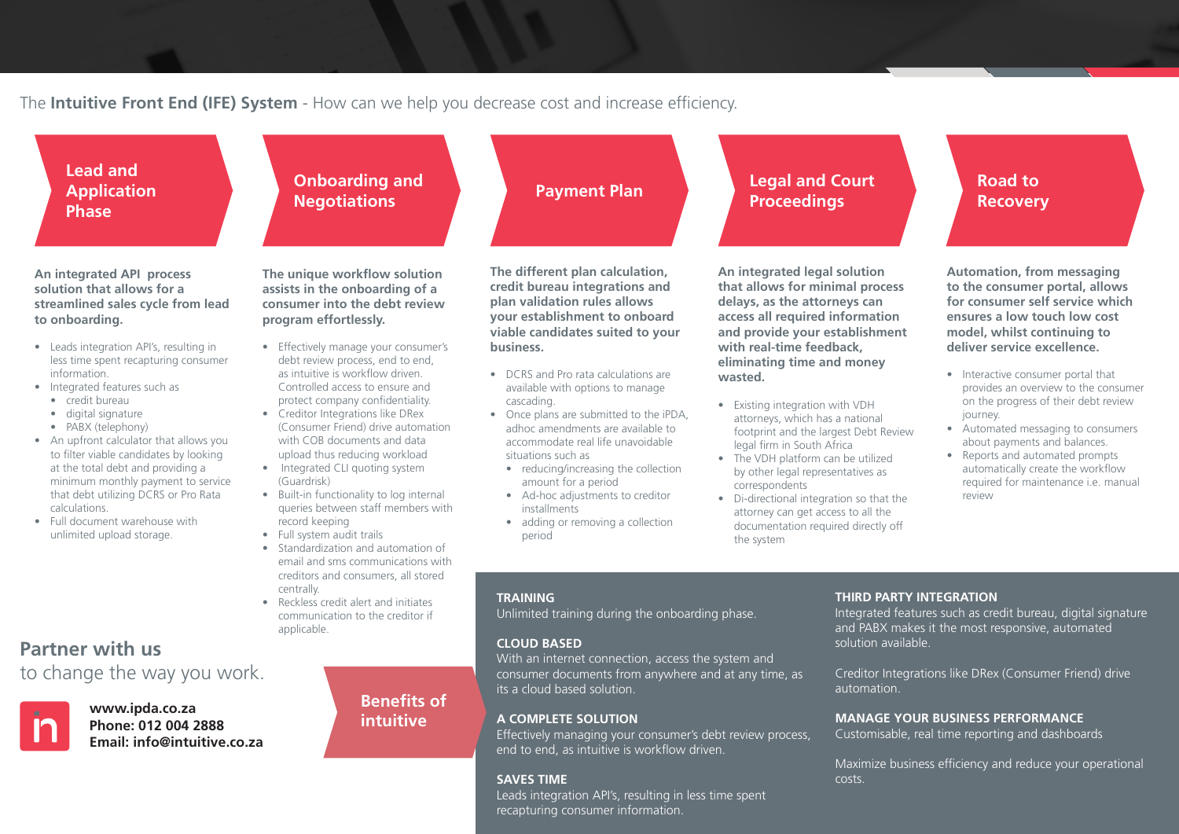The **Intuitive Front End (IFE) System** - How can we help you decrease cost and increase efficiency.

## Lead and Application Phase

**An integrated API process solution that allows for a streamlined sales cycle from lead to onboarding.**

- Leads integration API's, resulting in less time spent recapturing consumer information.
- Integrated features such as
  - credit bureau
  - digital signature
  - PABX (telephony)
- An upfront calculator that allows you to filter viable candidates by looking at the total debt and providing a minimum monthly payment to service that debt utilizing DCRS or Pro Rata calculations.
- Full document warehouse with unlimited upload storage.

## Onboarding and Negotiations

**The unique workflow solution assists in the onboarding of a consumer into the debt review program effortlessly.**

- Effectively manage your consumer's debt review process, end to end, as intuitive is workflow driven. Controlled access to ensure and protect company confidentiality.
- Creditor Integrations like DRex (Consumer Friend) drive automation with COB documents and data upload thus reducing workload
- Integrated CLI quoting system (Guardrisk)
- Built-in functionality to log internal queries between staff members with record keeping
- Full system audit trails
- Standardization and automation of email and sms communications with creditors and consumers, all stored centrally.
- Reckless credit alert and initiates communication to the creditor if applicable.

## Payment Plan

**The different plan calculation, credit bureau integrations and plan validation rules allows your establishment to onboard viable candidates suited to your business.**

- DCRS and Pro rata calculations are available with options to manage cascading.
- Once plans are submitted to the iPDA, adhoc amendments are available to accommodate real life unavoidable situations such as
  - reducing/increasing the collection amount for a period
  - Ad-hoc adjustments to creditor installments
  - adding or removing a collection period

## Legal and Court Proceedings

**An integrated legal solution that allows for minimal process delays, as the attorneys can access all required information and provide your establishment with real-time feedback, eliminating time and money wasted.**

- Existing integration with VDH attorneys, which has a national footprint and the largest Debt Review legal firm in South Africa
- The VDH platform can be utilized by other legal representatives as correspondents
- Di-directional integration so that the attorney can get access to all the documentation required directly off the system

## Road to Recovery

**Automation, from messaging to the consumer portal, allows for consumer self service which ensures a low touch low cost model, whilst continuing to deliver service excellence.**

- Interactive consumer portal that provides an overview to the consumer on the progress of their debt review journey.
- Automated messaging to consumers about payments and balances.
- Reports and automated prompts automatically create the workflow required for maintenance i.e. manual review

## Benefits of intuitive

**TRAINING**
Unlimited training during the onboarding phase.

**CLOUD BASED**
With an internet connection, access the system and consumer documents from anywhere and at any time, as its a cloud based solution.

**A COMPLETE SOLUTION**
Effectively managing your consumer's debt review process, end to end, as intuitive is workflow driven.

**SAVES TIME**
Leads integration API's, resulting in less time spent recapturing consumer information.

**THIRD PARTY INTEGRATION**
Integrated features such as credit bureau, digital signature and PABX makes it the most responsive, automated solution available.

Creditor Integrations like DRex (Consumer Friend) drive automation.

**MANAGE YOUR BUSINESS PERFORMANCE**
Customisable, real time reporting and dashboards

Maximize business efficiency and reduce your operational costs.

## Partner with us
to change the way you work.

**www.ipda.co.za**
**Phone: 012 004 2888**
**Email: info@intuitive.co.za**